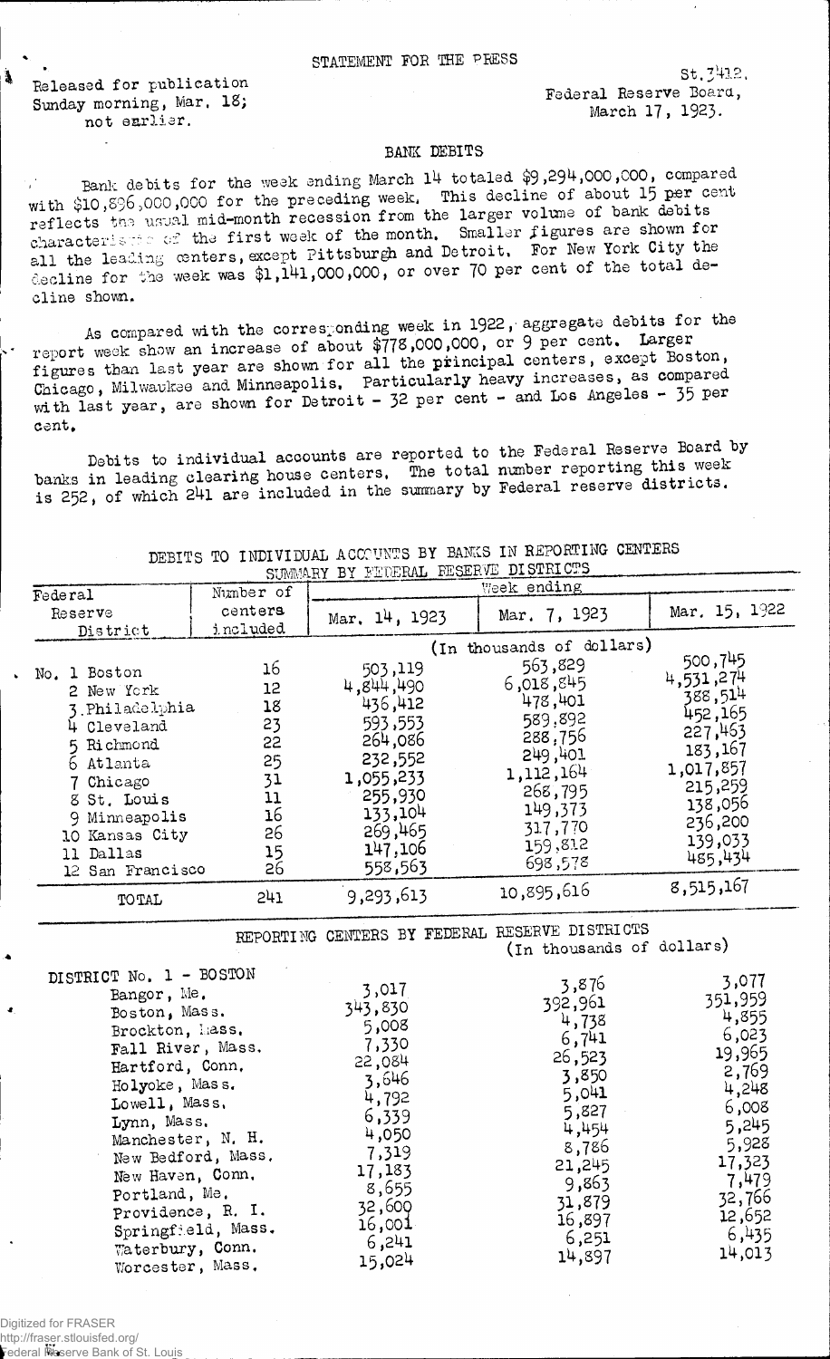STATEMENT FOR THE PRESS

Released for publication
Sunday morning, Mar. 18;
not earlier.

St.3412.
Federal Reserve Board,
March 17, 1923.

## BANK DEBITS

Bank debits for the week ending March 14 totaled $9,294,000,000, compared with $10,896,000,000 for the preceding week. This decline of about 15 per cent reflects the usual mid-month recession from the larger volume of bank debits characteristic of the first week of the month. Smaller figures are shown for all the leading centers, except Pittsburgh and Detroit. For New York City the decline for the week was $1,141,000,000, or over 70 per cent of the total decline shown.

As compared with the corresponding week in 1922, aggregate debits for the report week show an increase of about $778,000,000, or 9 per cent. Larger figures than last year are shown for all the principal centers, except Boston, Chicago, Milwaukee and Minneapolis. Particularly heavy increases, as compared with last year, are shown for Detroit - 32 per cent - and Los Angeles - 35 per cent.

Debits to individual accounts are reported to the Federal Reserve Board by banks in leading clearing house centers. The total number reporting this week is 252, of which 241 are included in the summary by Federal reserve districts.

DEBITS TO INDIVIDUAL ACCOUNTS BY BANKS IN REPORTING CENTERS
SUMMARY BY FEDERAL RESERVE DISTRICTS

| Federal Reserve District | Number of centers included | Week ending Mar. 14, 1923 | Mar. 7, 1923 | Mar. 15, 1922 |
|---|---|---|---|---|
| | | (In thousands of dollars) | | |
| No. 1 Boston | 16 | 503,119 | 563,829 | 500,745 |
| 2 New York | 12 | 4,844,490 | 6,018,845 | 4,531,274 |
| 3 Philadelphia | 18 | 436,412 | 478,401 | 388,514 |
| 4 Cleveland | 23 | 593,553 | 589,892 | 452,165 |
| 5 Richmond | 22 | 264,086 | 288,756 | 227,463 |
| 6 Atlanta | 25 | 232,552 | 249,401 | 183,167 |
| 7 Chicago | 31 | 1,055,233 | 1,112,164 | 1,017,857 |
| 8 St. Louis | 11 | 255,930 | 268,795 | 215,259 |
| 9 Minneapolis | 16 | 133,104 | 149,373 | 138,056 |
| 10 Kansas City | 26 | 269,465 | 317,770 | 236,200 |
| 11 Dallas | 15 | 147,106 | 159,812 | 139,033 |
| 12 San Francisco | 26 | 558,563 | 698,578 | 485,434 |
| TOTAL | 241 | 9,293,613 | 10,895,616 | 8,515,167 |

REPORTING CENTERS BY FEDERAL RESERVE DISTRICTS
(In thousands of dollars)

| DISTRICT No. 1 - BOSTON | Mar. 14, 1923 | Mar. 7, 1923 | Mar. 15, 1922 |
|---|---|---|---|
| Bangor, Me. | 3,017 | 3,876 | 3,077 |
| Boston, Mass. | 343,830 | 392,961 | 351,959 |
| Brockton, Mass. | 5,008 | 4,738 | 4,855 |
| Fall River, Mass. | 7,330 | 6,741 | 6,023 |
| Hartford, Conn. | 22,084 | 26,523 | 19,965 |
| Holyoke, Mass. | 3,646 | 3,850 | 2,769 |
| Lowell, Mass. | 4,792 | 5,041 | 4,248 |
| Lynn, Mass. | 6,339 | 5,827 | 6,008 |
| Manchester, N. H. | 4,050 | 4,454 | 5,245 |
| New Bedford, Mass. | 7,319 | 8,786 | 5,928 |
| New Haven, Conn. | 17,183 | 21,245 | 17,323 |
| Portland, Me. | 8,655 | 9,863 | 7,479 |
| Providence, R. I. | 32,600 | 31,879 | 32,766 |
| Springfield, Mass. | 16,001 | 16,897 | 12,652 |
| Waterbury, Conn. | 6,241 | 6,251 | 6,435 |
| Worcester, Mass. | 15,024 | 14,897 | 14,013 |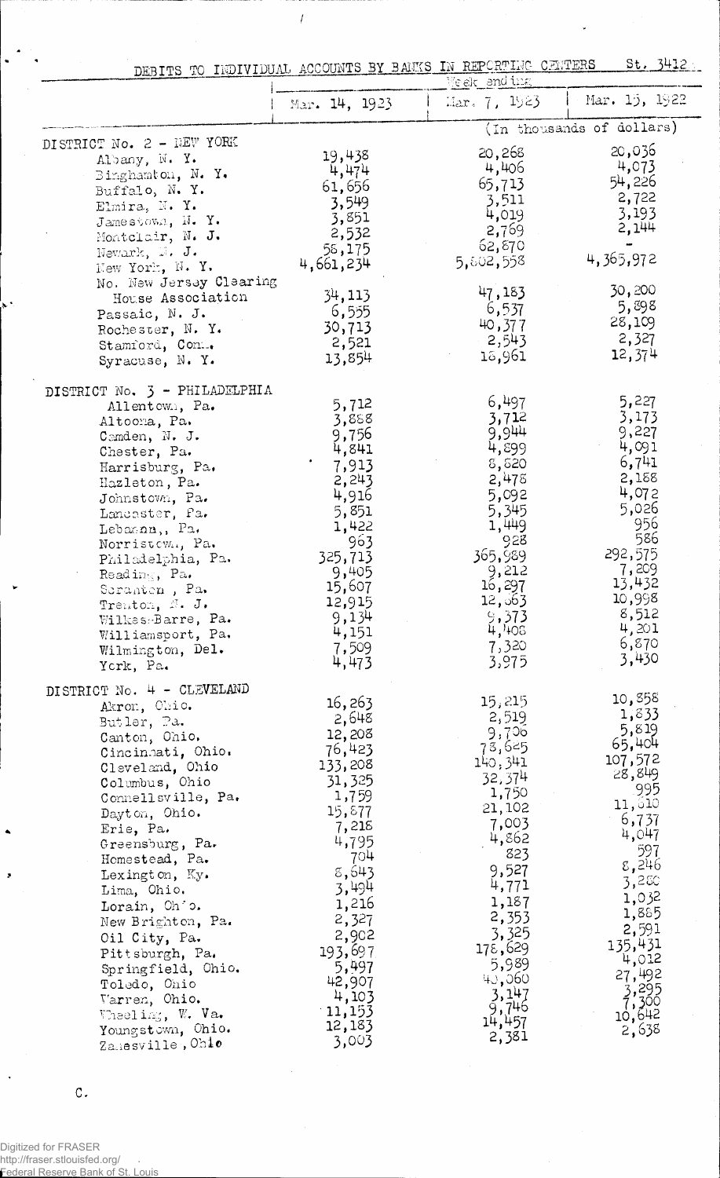## DEBITS TO INDIVIDUAL ACCOUNTS BY BANKS IN REPORTING CENTERS

St. 3412

| | Week ending | | |
|---|---|---|---|
| | Mar. 14, 1923 | Mar. 7, 1923 | Mar. 15, 1922 |
| | (In thousands of dollars) | | |
| **DISTRICT No. 2 - NEW YORK** | | | |
| Albany, N. Y. | 19,438 | 20,268 | 20,036 |
| Binghamton, N. Y. | 4,474 | 4,406 | 4,073 |
| Buffalo, N. Y. | 61,656 | 65,713 | 54,226 |
| Elmira, N. Y. | 3,549 | 3,511 | 2,722 |
| Jamestown, N. Y. | 3,851 | 4,019 | 3,193 |
| Montclair, N. J. | 2,532 | 2,769 | 2,144 |
| Newark, N. J. | 58,175 | 62,870 | - |
| New York, N. Y. | 4,661,234 | 5,802,558 | 4,365,972 |
| No. New Jersey Clearing House Association | 34,113 | 47,183 | 30,200 |
| Passaic, N. J. | 6,555 | 6,537 | 5,898 |
| Rochester, N. Y. | 30,713 | 40,377 | 28,109 |
| Stamford, Conn. | 2,521 | 2,543 | 2,327 |
| Syracuse, N. Y. | 13,854 | 18,961 | 12,374 |
| **DISTRICT No. 3 - PHILADELPHIA** | | | |
| Allentown, Pa. | 5,712 | 6,497 | 5,227 |
| Altoona, Pa. | 3,888 | 3,712 | 3,173 |
| Camden, N. J. | 9,756 | 9,944 | 9,227 |
| Chester, Pa. | 4,841 | 4,899 | 4,091 |
| Harrisburg, Pa. | 7,913 | 8,820 | 6,741 |
| Hazleton, Pa. | 2,243 | 2,478 | 2,188 |
| Johnstown, Pa. | 4,916 | 5,092 | 4,072 |
| Lancaster, Pa. | 5,851 | 5,345 | 5,026 |
| Lebanon, Pa. | 1,422 | 1,449 | 956 |
| Norristown, Pa. | 963 | 928 | 586 |
| Philadelphia, Pa. | 325,713 | 365,989 | 292,575 |
| Reading, Pa. | 9,405 | 9,212 | 7,209 |
| Scranton, Pa. | 15,607 | 16,297 | 13,432 |
| Trenton, N. J. | 12,915 | 12,063 | 10,998 |
| Wilkes-Barre, Pa. | 9,134 | 9,373 | 8,512 |
| Williamsport, Pa. | 4,151 | 4,408 | 4,201 |
| Wilmington, Del. | 7,509 | 7,320 | 6,870 |
| York, Pa. | 4,473 | 3,975 | 3,430 |
| **DISTRICT No. 4 - CLEVELAND** | | | |
| Akron, Ohio. | 16,263 | 15,215 | 10,858 |
| Butler, Pa. | 2,648 | 2,519 | 1,833 |
| Canton, Ohio. | 12,208 | 9,706 | 5,819 |
| Cincinnati, Ohio. | 76,423 | 78,625 | 65,404 |
| Cleveland, Ohio | 133,208 | 140,341 | 107,572 |
| Columbus, Ohio | 31,325 | 32,374 | 28,849 |
| Connellsville, Pa. | 1,759 | 1,750 | 995 |
| Dayton, Ohio. | 15,877 | 21,102 | 11,610 |
| Erie, Pa. | 7,218 | 7,003 | 6,737 |
| Greensburg, Pa. | 4,795 | 4,862 | 4,047 |
| Homestead, Pa. | 704 | 823 | 597 |
| Lexington, Ky. | 8,643 | 9,527 | 8,246 |
| Lima, Ohio. | 3,494 | 4,771 | 3,280 |
| Lorain, Ohio. | 1,216 | 1,187 | 1,032 |
| New Brighton, Pa. | 2,327 | 2,353 | 1,885 |
| Oil City, Pa. | 2,902 | 3,325 | 2,591 |
| Pittsburgh, Pa. | 193,697 | 178,629 | 135,431 |
| Springfield, Ohio. | 5,497 | 5,989 | 4,012 |
| Toledo, Ohio | 42,907 | 40,060 | 27,492 |
| Warren, Ohio. | 4,103 | 3,147 | 3,295 |
| Wheeling, W. Va. | 11,153 | 9,746 | 7,300 |
| Youngstown, Ohio. | 12,183 | 14,457 | 10,642 |
| Zanesville, Ohio | 3,003 | 2,381 | 2,638 |

C.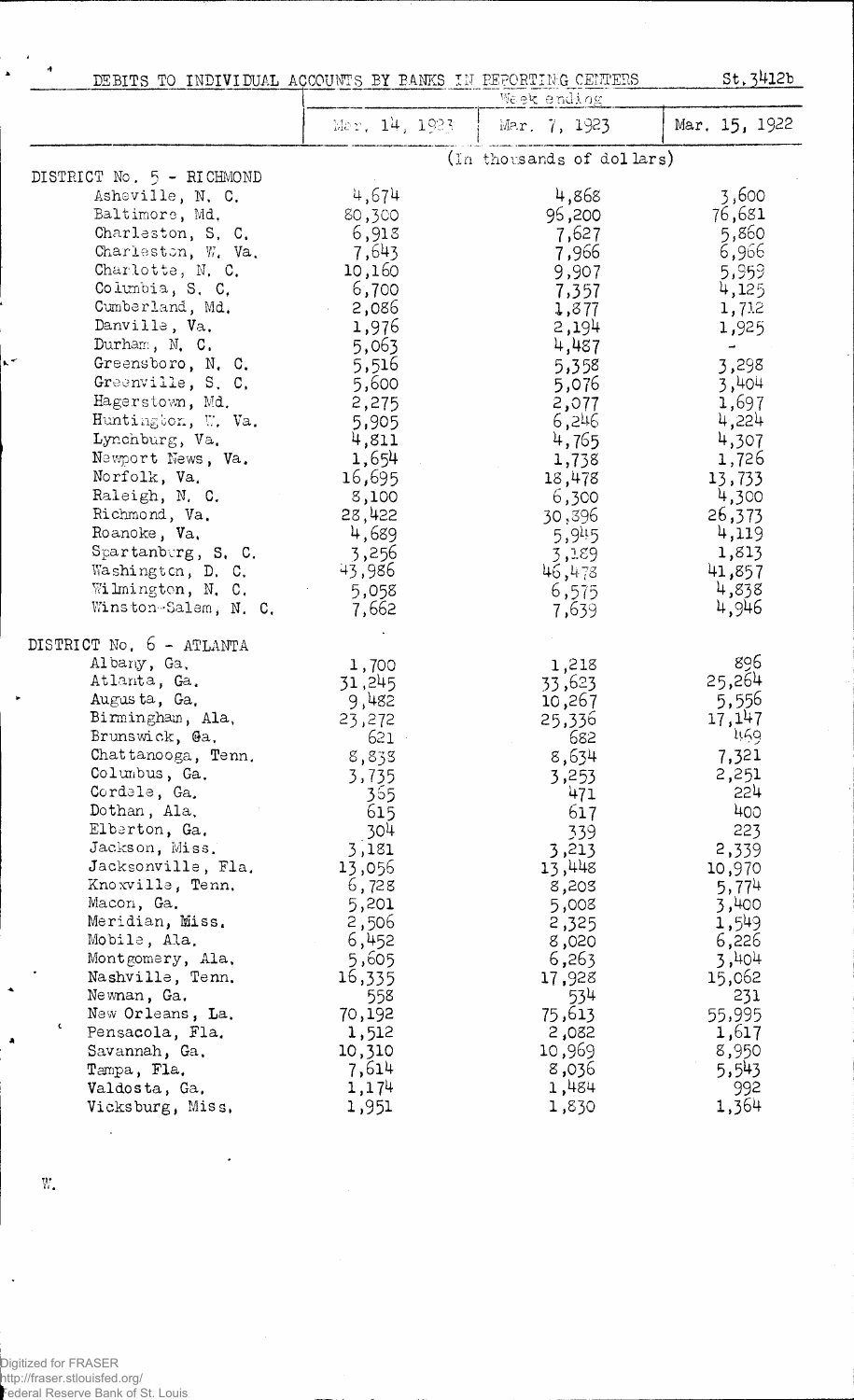DEBITS TO INDIVIDUAL ACCOUNTS BY BANKS IN REPORTING CENTERS St.3412b

| | Week ending | | |
|---|---|---|---|
| | Mar. 14, 1923 | Mar. 7, 1923 | Mar. 15, 1922 |
| | (In thousands of dollars) | | |
| DISTRICT No. 5 - RICHMOND | | | |
| Asheville, N. C. | 4,674 | 4,868 | 3,600 |
| Baltimore, Md. | 80,300 | 96,200 | 76,681 |
| Charleston, S. C. | 6,918 | 7,627 | 5,860 |
| Charleston, W. Va. | 7,643 | 7,966 | 6,966 |
| Charlotte, N. C. | 10,160 | 9,907 | 5,959 |
| Columbia, S. C. | 6,700 | 7,357 | 4,125 |
| Cumberland, Md. | 2,086 | 1,877 | 1,712 |
| Danville, Va. | 1,976 | 2,194 | 1,925 |
| Durham, N. C. | 5,063 | 4,487 | - |
| Greensboro, N. C. | 5,516 | 5,358 | 3,298 |
| Greenville, S. C. | 5,600 | 5,076 | 3,404 |
| Hagerstown, Md. | 2,275 | 2,077 | 1,697 |
| Huntington, W. Va. | 5,905 | 6,246 | 4,224 |
| Lynchburg, Va. | 4,811 | 4,765 | 4,307 |
| Newport News, Va. | 1,654 | 1,738 | 1,726 |
| Norfolk, Va. | 16,695 | 18,478 | 13,733 |
| Raleigh, N. C. | 8,100 | 6,300 | 4,300 |
| Richmond, Va. | 28,422 | 30,396 | 26,373 |
| Roanoke, Va. | 4,689 | 5,945 | 4,119 |
| Spartanburg, S. C. | 3,256 | 3,189 | 1,813 |
| Washington, D. C. | 43,986 | 46,478 | 41,857 |
| Wilmington, N. C. | 5,058 | 6,575 | 4,838 |
| Winston-Salem, N. C. | 7,662 | 7,639 | 4,946 |
| DISTRICT No. 6 - ATLANTA | | | |
| Albany, Ga. | 1,700 | 1,218 | 896 |
| Atlanta, Ga. | 31,245 | 33,623 | 25,264 |
| Augusta, Ga. | 9,482 | 10,267 | 5,556 |
| Birmingham, Ala. | 23,272 | 25,336 | 17,147 |
| Brunswick, Ga. | 621 | 682 | 469 |
| Chattanooga, Tenn. | 8,838 | 8,634 | 7,321 |
| Columbus, Ga. | 3,735 | 3,253 | 2,251 |
| Cordele, Ga. | 365 | 471 | 224 |
| Dothan, Ala. | 615 | 617 | 400 |
| Elberton, Ga. | 304 | 339 | 223 |
| Jackson, Miss. | 3,181 | 3,213 | 2,339 |
| Jacksonville, Fla. | 13,056 | 13,448 | 10,970 |
| Knoxville, Tenn. | 6,728 | 8,208 | 5,774 |
| Macon, Ga. | 5,201 | 5,008 | 3,400 |
| Meridian, Miss. | 2,506 | 2,325 | 1,549 |
| Mobile, Ala. | 6,452 | 8,020 | 6,226 |
| Montgomery, Ala. | 5,605 | 6,263 | 3,404 |
| Nashville, Tenn. | 16,335 | 17,928 | 15,062 |
| Newnan, Ga. | 558 | 534 | 231 |
| New Orleans, La. | 70,192 | 75,613 | 55,995 |
| Pensacola, Fla. | 1,512 | 2,082 | 1,617 |
| Savannah, Ga. | 10,310 | 10,969 | 8,950 |
| Tampa, Fla. | 7,614 | 8,036 | 5,543 |
| Valdosta, Ga. | 1,174 | 1,484 | 992 |
| Vicksburg, Miss. | 1,951 | 1,830 | 1,364 |

W.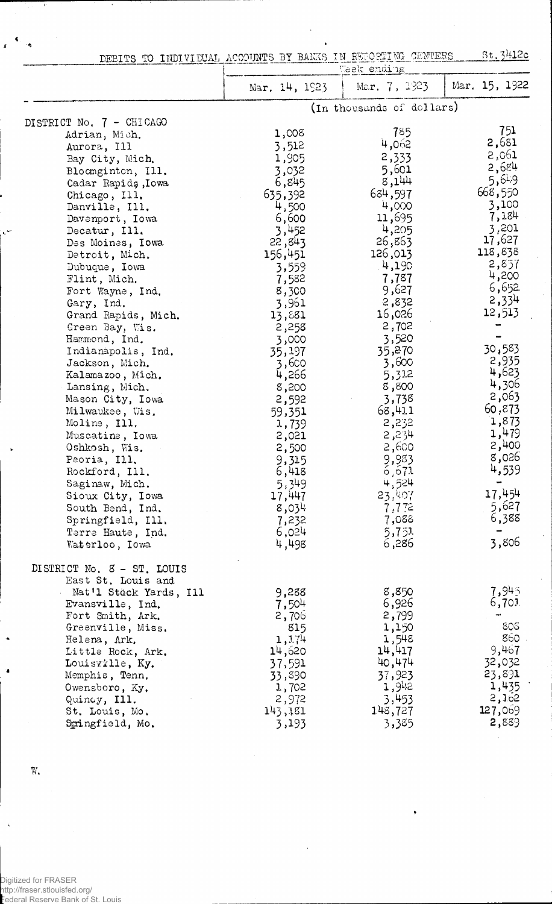DEBITS TO INDIVIDUAL ACCOUNTS BY BANKS IN REPORTING CENTERS St.3412c

| | Week ending | | |
|---|---|---|---|
| | Mar. 14, 1923 | Mar. 7, 1923 | Mar. 15, 1922 |
| | (In thousands of dollars) | | |
| **DISTRICT No. 7 - CHICAGO** | | | |
| Adrian, Mich. | 1,008 | 785 | 751 |
| Aurora, Ill | 3,512 | 4,062 | 2,681 |
| Bay City, Mich. | 1,905 | 2,333 | 2,061 |
| Bloomington, Ill. | 3,032 | 5,601 | 2,684 |
| Cedar Rapids, Iowa | 6,845 | 8,144 | 5,649 |
| Chicago, Ill. | 635,392 | 684,597 | 668,550 |
| Danville, Ill. | 4,500 | 4,000 | 3,100 |
| Davenport, Iowa | 6,600 | 11,695 | 7,184 |
| Decatur, Ill. | 3,452 | 4,205 | 3,201 |
| Des Moines, Iowa | 22,843 | 26,863 | 17,627 |
| Detroit, Mich. | 156,451 | 126,013 | 118,838 |
| Dubuque, Iowa | 3,559 | 4,190 | 2,857 |
| Flint, Mich. | 7,582 | 7,787 | 4,200 |
| Fort Wayne, Ind. | 8,300 | 9,627 | 6,652 |
| Gary, Ind. | 3,961 | 2,832 | 2,334 |
| Grand Rapids, Mich. | 13,881 | 16,026 | 12,513 |
| Green Bay, Wis. | 2,258 | 2,702 | - |
| Hammond, Ind. | 3,000 | 3,520 | - |
| Indianapolis, Ind. | 35,197 | 35,270 | 30,583 |
| Jackson, Mich. | 3,600 | 3,600 | 2,935 |
| Kalamazoo, Mich. | 4,266 | 5,312 | 4,623 |
| Lansing, Mich. | 8,200 | 8,800 | 4,306 |
| Mason City, Iowa | 2,592 | 3,738 | 2,063 |
| Milwaukee, Wis. | 59,351 | 68,411 | 60,873 |
| Moline, Ill. | 1,739 | 2,232 | 1,873 |
| Muscatine, Iowa | 2,021 | 2,234 | 1,479 |
| Oshkosh, Wis. | 2,500 | 2,600 | 2,400 |
| Peoria, Ill. | 9,315 | 9,983 | 8,026 |
| Rockford, Ill. | 6,418 | 6,671 | 4,539 |
| Saginaw, Mich. | 5,349 | 4,524 | - |
| Sioux City, Iowa | 17,447 | 23,407 | 17,454 |
| South Bend, Ind. | 8,034 | 7,772 | 5,627 |
| Springfield, Ill. | 7,232 | 7,088 | 6,388 |
| Terre Haute, Ind. | 6,024 | 5,751 | - |
| Waterloo, Iowa | 4,498 | 6,286 | 3,806 |
| **DISTRICT No. 8 - ST. LOUIS** | | | |
| East St. Louis and Nat'l Stock Yards, Ill | 9,288 | 8,850 | 7,945 |
| Evansville, Ind. | 7,504 | 6,926 | 6,701 |
| Fort Smith, Ark. | 2,706 | 2,799 | - |
| Greenville, Miss. | 815 | 1,150 | 808 |
| Helena, Ark. | 1,174 | 1,548 | 860 |
| Little Rock, Ark. | 14,620 | 14,417 | 9,467 |
| Louisville, Ky. | 37,591 | 40,474 | 32,032 |
| Memphis, Tenn. | 33,890 | 37,923 | 23,891 |
| Owensboro, Ky. | 1,702 | 1,942 | 1,435 |
| Quincy, Ill. | 2,972 | 3,453 | 2,162 |
| St. Louis, Mo. | 143,181 | 148,727 | 127,069 |
| Springfield, Mo. | 3,193 | 3,385 | 2,889 |

W.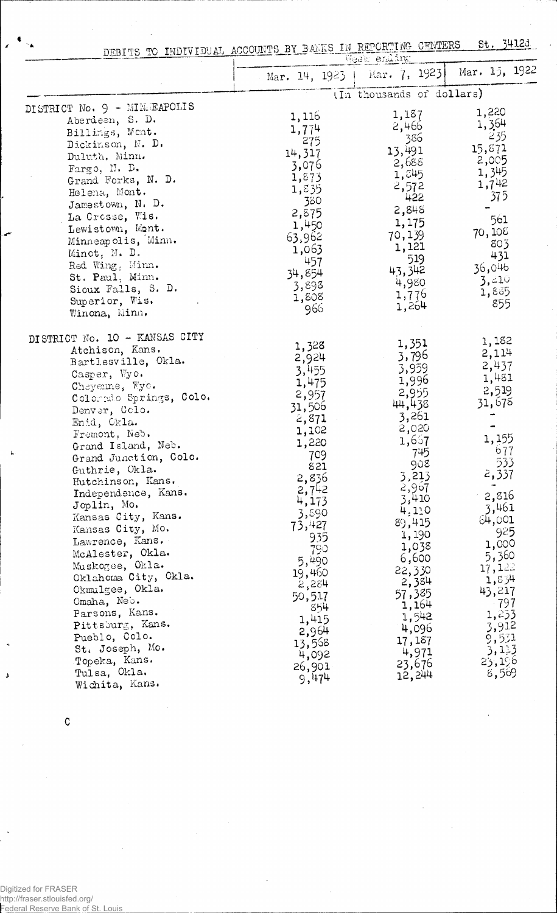DEBITS TO INDIVIDUAL ACCOUNTS BY BANKS IN REPORTING CENTERS St. 3412d

| | Week ending | | |
|---|---|---|---|
| | Mar. 14, 1923 | Mar. 7, 1923 | Mar. 15, 1922 |
| | (In thousands of dollars) | | |
| **DISTRICT No. 9 - MINNEAPOLIS** | | | |
| Aberdeen, S. D. | 1,116 | 1,187 | 1,220 |
| Billings, Mont. | 1,774 | 2,466 | 1,364 |
| Dickinson, N. D. | 275 | 386 | 235 |
| Duluth, Minn. | 14,317 | 13,491 | 15,871 |
| Fargo, N. D. | 3,076 | 2,688 | 2,005 |
| Grand Forks, N. D. | 1,873 | 1,845 | 1,345 |
| Helena, Mont. | 1,835 | 2,572 | 1,742 |
| Jamestown, N. D. | 380 | 422 | 375 |
| La Crosse, Wis. | 2,875 | 2,848 | - |
| Lewistown, Mont. | 1,450 | 1,175 | 561 |
| Minneapolis, Minn. | 63,962 | 70,139 | 70,108 |
| Minot, N. D. | 1,063 | 1,121 | 803 |
| Red Wing, Minn. | 457 | 519 | 431 |
| St. Paul, Minn. | 34,854 | 43,342 | 36,046 |
| Sioux Falls, S. D. | 3,898 | 4,980 | 3,210 |
| Superior, Wis. | 1,808 | 1,776 | 1,885 |
| Winona, Minn. | 966 | 1,264 | 855 |
| **DISTRICT No. 10 - KANSAS CITY** | | | |
| Atchison, Kans. | 1,328 | 1,351 | 1,182 |
| Bartlesville, Okla. | 2,924 | 3,796 | 2,114 |
| Casper, Wyo. | 3,455 | 3,959 | 2,437 |
| Cheyenne, Wyo. | 1,475 | 1,996 | 1,481 |
| Colorado Springs, Colo. | 2,957 | 2,955 | 2,519 |
| Denver, Colo. | 31,506 | 44,438 | 31,678 |
| Enid, Okla. | 2,871 | 3,261 | - |
| Fremont, Neb. | 1,102 | 2,020 | - |
| Grand Island, Neb. | 1,220 | 1,657 | 1,155 |
| Grand Junction, Colo. | 709 | 745 | 677 |
| Guthrie, Okla. | 821 | 908 | 533 |
| Hutchinson, Kans. | 2,836 | 3,213 | 2,337 |
| Independence, Kans. | 2,742 | 2,967 | - |
| Joplin, Mo. | 4,173 | 3,410 | 2,816 |
| Kansas City, Kans. | 3,590 | 4,110 | 3,461 |
| Kansas City, Mo. | 73,427 | 89,415 | 64,001 |
| Lawrence, Kans. | 935 | 1,190 | 925 |
| McAlester, Okla. | 790 | 1,038 | 1,000 |
| Muskogee, Okla. | 5,490 | 6,600 | 5,360 |
| Oklahoma City, Okla. | 19,460 | 22,330 | 17,122 |
| Okmulgee, Okla. | 2,284 | 2,384 | 1,834 |
| Omaha, Neb. | 50,517 | 57,385 | 43,217 |
| Parsons, Kans. | 854 | 1,164 | 797 |
| Pittsburg, Kans. | 1,415 | 1,542 | 1,233 |
| Pueblo, Colo. | 2,964 | 4,096 | 3,912 |
| St. Joseph, Mo. | 13,568 | 17,187 | 9,531 |
| Topeka, Kans. | 4,092 | 4,971 | 3,113 |
| Tulsa, Okla. | 26,901 | 23,676 | 23,196 |
| Wichita, Kans. | 9,474 | 12,244 | 8,569 |

C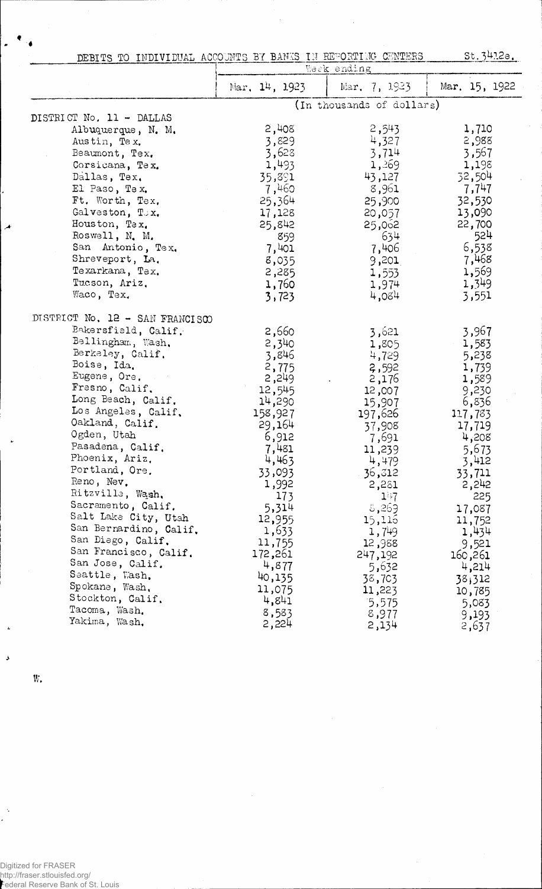DEBITS TO INDIVIDUAL ACCOUNTS BY BANKS IN REPORTING CENTERS St.3412e.

| | Week ending | | |
|---|---|---|---|
| | Mar. 14, 1923 | Mar. 7, 1923 | Mar. 15, 1922 |
| | (In thousands of dollars) | | |
| DISTRICT No. 11 - DALLAS | | | |
| Albuquerque, N. M. | 2,408 | 2,543 | 1,710 |
| Austin, Tex. | 3,829 | 4,327 | 2,988 |
| Beaumont, Tex. | 3,628 | 3,714 | 3,567 |
| Corsicana, Tex. | 1,493 | 1,269 | 1,198 |
| Dallas, Tex. | 35,891 | 43,127 | 32,504 |
| El Paso, Tex. | 7,460 | 8,961 | 7,747 |
| Ft. Worth, Tex. | 25,364 | 25,900 | 32,530 |
| Galveston, Tex. | 17,128 | 20,057 | 13,090 |
| Houston, Tex. | 25,842 | 25,062 | 22,700 |
| Roswell, N. M. | 859 | 634 | 524 |
| San Antonio, Tex. | 7,401 | 7,406 | 6,538 |
| Shreveport, La. | 8,035 | 9,201 | 7,468 |
| Texarkana, Tex. | 2,285 | 1,553 | 1,569 |
| Tucson, Ariz. | 1,760 | 1,974 | 1,349 |
| Waco, Tex. | 3,723 | 4,084 | 3,551 |
| DISTRICT No. 12 - SAN FRANCISCO | | | |
| Bakersfield, Calif. | 2,660 | 3,621 | 3,967 |
| Bellingham, Wash. | 2,340 | 1,805 | 1,583 |
| Berkeley, Calif. | 3,846 | 4,729 | 5,238 |
| Boise, Ida. | 2,775 | 2,592 | 1,739 |
| Eugene, Ore. | 2,249 | 2,176 | 1,589 |
| Fresno, Calif. | 12,545 | 12,007 | 9,230 |
| Long Beach, Calif. | 14,290 | 15,907 | 6,836 |
| Los Angeles, Calif. | 158,927 | 197,626 | 117,783 |
| Oakland, Calif. | 29,164 | 37,908 | 17,719 |
| Ogden, Utah | 6,912 | 7,691 | 4,208 |
| Pasadena, Calif. | 7,481 | 11,239 | 5,673 |
| Phoenix, Ariz. | 4,463 | 4,479 | 3,412 |
| Portland, Ore. | 33,093 | 36,312 | 33,711 |
| Reno, Nev. | 1,992 | 2,281 | 2,242 |
| Ritzville, Wash. | 173 | 147 | 225 |
| Sacramento, Calif. | 5,314 | 8,269 | 17,087 |
| Salt Lake City, Utah | 12,955 | 15,116 | 11,752 |
| San Bernardino, Calif. | 1,633 | 1,749 | 1,434 |
| San Diego, Calif. | 11,755 | 12,988 | 9,521 |
| San Francisco, Calif. | 172,261 | 247,192 | 160,261 |
| San Jose, Calif. | 4,877 | 5,632 | 4,214 |
| Seattle, Wash. | 40,135 | 38,703 | 38,312 |
| Spokane, Wash. | 11,075 | 11,223 | 10,785 |
| Stockton, Calif. | 4,841 | 5,575 | 5,083 |
| Tacoma, Wash. | 8,583 | 8,977 | 9,193 |
| Yakima, Wash. | 2,224 | 2,134 | 2,637 |

W.